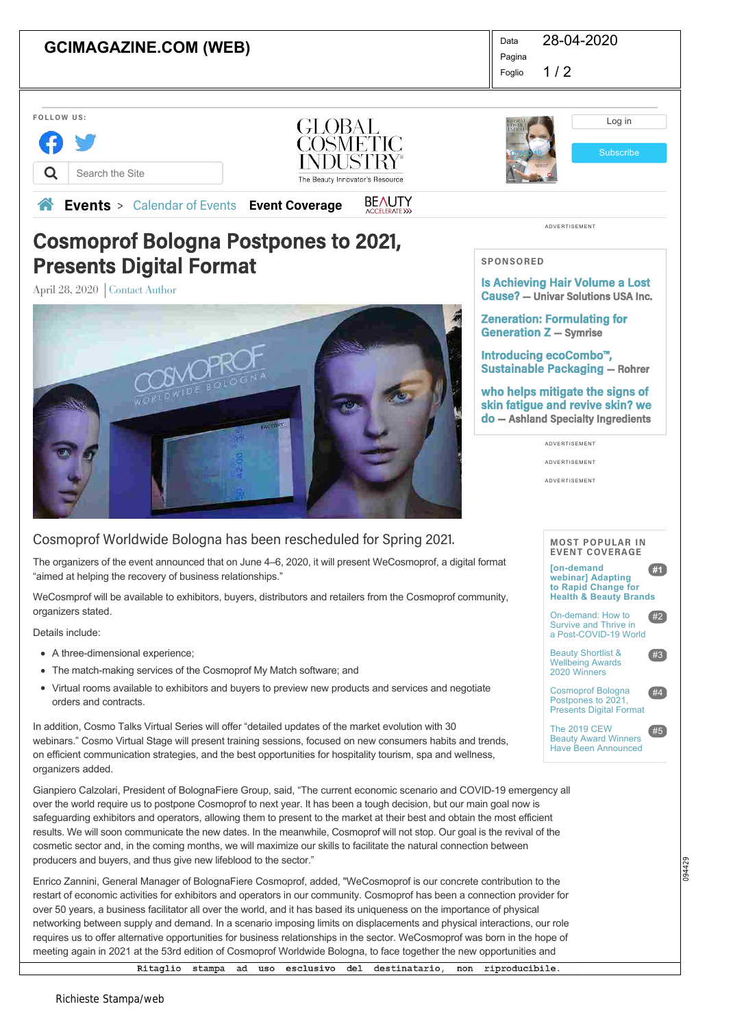**GCIMAGAZINE.COM (WEB)**

Data 28-04-2020
Pagina
Foglio 1 / 2

FOLLOW US:

Search the Site

GLOBAL COSMETIC INDUSTRY
The Beauty Innovator's Resource

Log in

Subscribe

Events > Calendar of Events Event Coverage BEAUTY ACCELERATE

ADVERTISEMENT

# Cosmoprof Bologna Postpones to 2021, Presents Digital Format

April 28, 2020 | Contact Author

Cosmoprof Worldwide Bologna has been rescheduled for Spring 2021.

The organizers of the event announced that on June 4–6, 2020, it will present WeCosmoprof, a digital format "aimed at helping the recovery of business relationships."

WeCosmprof will be available to exhibitors, buyers, distributors and retailers from the Cosmoprof community, organizers stated.

Details include:

- A three-dimensional experience;
- The match-making services of the Cosmoprof My Match software; and
- Virtual rooms available to exhibitors and buyers to preview new products and services and negotiate orders and contracts.

In addition, Cosmo Talks Virtual Series will offer "detailed updates of the market evolution with 30 webinars." Cosmo Virtual Stage will present training sessions, focused on new consumers habits and trends, on efficient communication strategies, and the best opportunities for hospitality tourism, spa and wellness, organizers added.

Gianpiero Calzolari, President of BolognaFiere Group, said, "The current economic scenario and COVID-19 emergency all over the world require us to postpone Cosmoprof to next year. It has been a tough decision, but our main goal now is safeguarding exhibitors and operators, allowing them to present to the market at their best and obtain the most efficient results. We will soon communicate the new dates. In the meanwhile, Cosmoprof will not stop. Our goal is the revival of the cosmetic sector and, in the coming months, we will maximize our skills to facilitate the natural connection between producers and buyers, and thus give new lifeblood to the sector."

Enrico Zannini, General Manager of BolognaFiere Cosmoprof, added, "WeCosmoprof is our concrete contribution to the restart of economic activities for exhibitors and operators in our community. Cosmoprof has been a connection provider for over 50 years, a business facilitator all over the world, and it has based its uniqueness on the importance of physical networking between supply and demand. In a scenario imposing limits on displacements and physical interactions, our role requires us to offer alternative opportunities for business relationships in the sector. WeCosmoprof was born in the hope of meeting again in 2021 at the 53rd edition of Cosmoprof Worldwide Bologna, to face together the new opportunities and

**SPONSORED**

- **Is Achieving Hair Volume a Lost Cause?** — Univar Solutions USA Inc.
- **Zeneration: Formulating for Generation Z** — Symrise
- **Introducing ecoCombo™, Sustainable Packaging** — Rohrer
- **who helps mitigate the signs of skin fatigue and revive skin? we do** — Ashland Specialty Ingredients

ADVERTISEMENT

ADVERTISEMENT

ADVERTISEMENT

**MOST POPULAR IN EVENT COVERAGE**

1. [on-demand webinar] Adapting to Rapid Change for Health & Beauty Brands
2. On-demand: How to Survive and Thrive in a Post-COVID-19 World
3. Beauty Shortlist & Wellbeing Awards 2020 Winners
4. Cosmoprof Bologna Postpones to 2021, Presents Digital Format
5. The 2019 CEW Beauty Award Winners Have Been Announced

Ritaglio stampa ad uso esclusivo del destinatario, non riproducibile.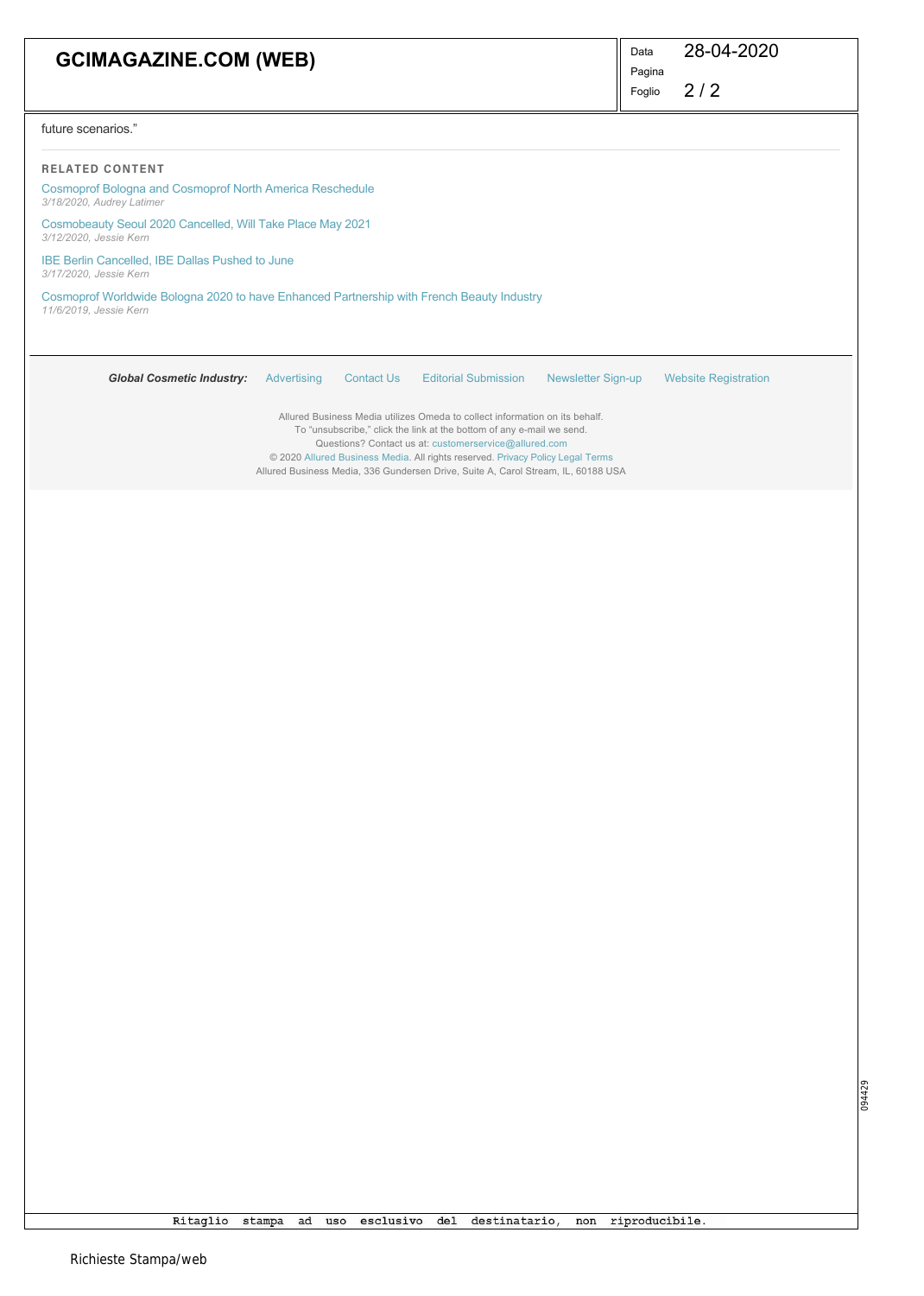future scenarios."

RELATED CONTENT

Cosmoprof Bologna and Cosmoprof North America Reschedule
*3/18/2020, Audrey Latimer*

Cosmobeauty Seoul 2020 Cancelled, Will Take Place May 2021
*3/12/2020, Jessie Kern*

IBE Berlin Cancelled, IBE Dallas Pushed to June
*3/17/2020, Jessie Kern*

Cosmoprof Worldwide Bologna 2020 to have Enhanced Partnership with French Beauty Industry
*11/6/2019, Jessie Kern*

***Global Cosmetic Industry:*** Advertising Contact Us Editorial Submission Newsletter Sign-up Website Registration

Allured Business Media utilizes Omeda to collect information on its behalf.
To "unsubscribe," click the link at the bottom of any e-mail we send.
Questions? Contact us at: customerservice@allured.com
© 2020 Allured Business Media. All rights reserved. Privacy Policy Legal Terms
Allured Business Media, 336 Gundersen Drive, Suite A, Carol Stream, IL, 60188 USA